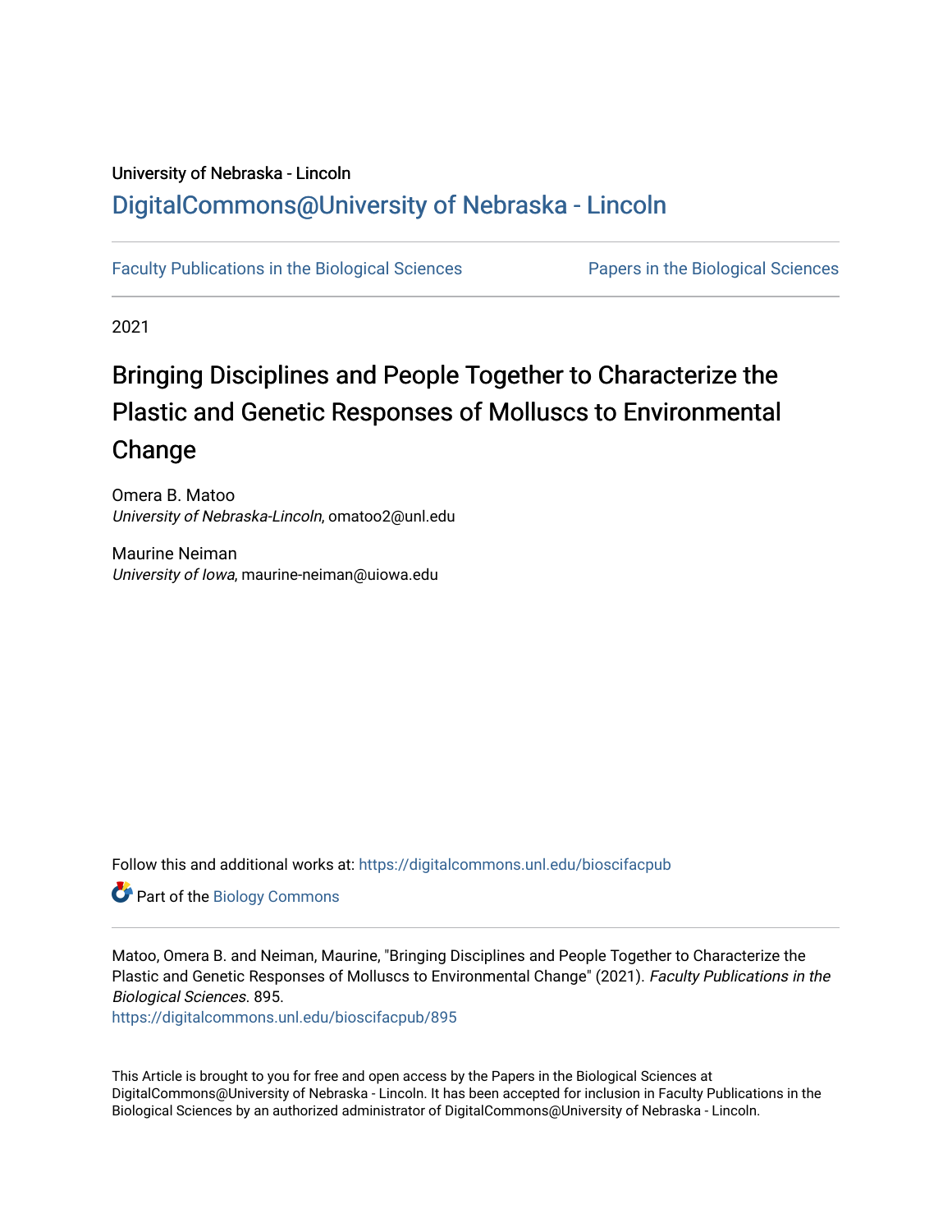University of Nebraska - Lincoln

## DigitalCommons@University of Nebraska - Lincoln

Faculty Publications in the Biological Sciences | Papers in the Biological Sciences

2021

# Bringing Disciplines and People Together to Characterize the Plastic and Genetic Responses of Molluscs to Environmental Change

Omera B. Matoo
*University of Nebraska-Lincoln*, omatoo2@unl.edu

Maurine Neiman
*University of Iowa*, maurine-neiman@uiowa.edu

Follow this and additional works at: https://digitalcommons.unl.edu/bioscifacpub

Part of the Biology Commons

Matoo, Omera B. and Neiman, Maurine, "Bringing Disciplines and People Together to Characterize the Plastic and Genetic Responses of Molluscs to Environmental Change" (2021). *Faculty Publications in the Biological Sciences*. 895.
https://digitalcommons.unl.edu/bioscifacpub/895

This Article is brought to you for free and open access by the Papers in the Biological Sciences at DigitalCommons@University of Nebraska - Lincoln. It has been accepted for inclusion in Faculty Publications in the Biological Sciences by an authorized administrator of DigitalCommons@University of Nebraska - Lincoln.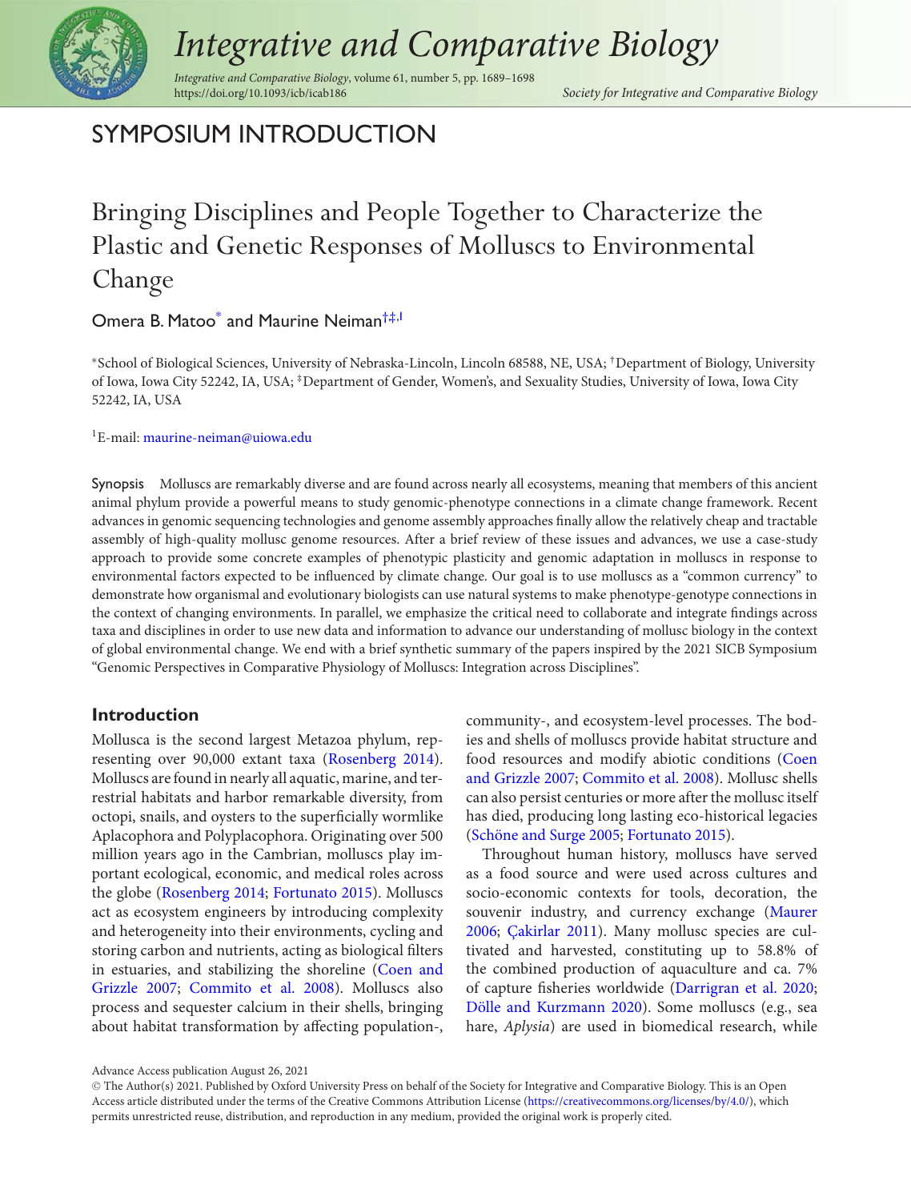# SYMPOSIUM INTRODUCTION

# Bringing Disciplines and People Together to Characterize the Plastic and Genetic Responses of Molluscs to Environmental Change

Omera B. Matoo[*] and Maurine Neiman[†‡,1]

[*]School of Biological Sciences, University of Nebraska-Lincoln, Lincoln 68588, NE, USA; [†]Department of Biology, University of Iowa, Iowa City 52242, IA, USA; [‡]Department of Gender, Women's, and Sexuality Studies, University of Iowa, Iowa City 52242, IA, USA

[1]E-mail: maurine-neiman@uiowa.edu

**Synopsis** Molluscs are remarkably diverse and are found across nearly all ecosystems, meaning that members of this ancient animal phylum provide a powerful means to study genomic-phenotype connections in a climate change framework. Recent advances in genomic sequencing technologies and genome assembly approaches finally allow the relatively cheap and tractable assembly of high-quality mollusc genome resources. After a brief review of these issues and advances, we use a case-study approach to provide some concrete examples of phenotypic plasticity and genomic adaptation in molluscs in response to environmental factors expected to be influenced by climate change. Our goal is to use molluscs as a "common currency" to demonstrate how organismal and evolutionary biologists can use natural systems to make phenotype-genotype connections in the context of changing environments. In parallel, we emphasize the critical need to collaborate and integrate findings across taxa and disciplines in order to use new data and information to advance our understanding of mollusc biology in the context of global environmental change. We end with a brief synthetic summary of the papers inspired by the 2021 SICB Symposium "Genomic Perspectives in Comparative Physiology of Molluscs: Integration across Disciplines".

## Introduction

Mollusca is the second largest Metazoa phylum, representing over 90,000 extant taxa (Rosenberg 2014). Molluscs are found in nearly all aquatic, marine, and terrestrial habitats and harbor remarkable diversity, from octopi, snails, and oysters to the superficially wormlike Aplacophora and Polyplacophora. Originating over 500 million years ago in the Cambrian, molluscs play important ecological, economic, and medical roles across the globe (Rosenberg 2014; Fortunato 2015). Molluscs act as ecosystem engineers by introducing complexity and heterogeneity into their environments, cycling and storing carbon and nutrients, acting as biological filters in estuaries, and stabilizing the shoreline (Coen and Grizzle 2007; Commito et al. 2008). Molluscs also process and sequester calcium in their shells, bringing about habitat transformation by affecting population-, community-, and ecosystem-level processes. The bodies and shells of molluscs provide habitat structure and food resources and modify abiotic conditions (Coen and Grizzle 2007; Commito et al. 2008). Mollusc shells can also persist centuries or more after the mollusc itself has died, producing long lasting eco-historical legacies (Schöne and Surge 2005; Fortunato 2015).

Throughout human history, molluscs have served as a food source and were used across cultures and socio-economic contexts for tools, decoration, the souvenir industry, and currency exchange (Maurer 2006; Çakirlar 2011). Many mollusc species are cultivated and harvested, constituting up to 58.8% of the combined production of aquaculture and ca. 7% of capture fisheries worldwide (Darrigran et al. 2020; Dölle and Kurzmann 2020). Some molluscs (e.g., sea hare, *Aplysia*) are used in biomedical research, while

Advance Access publication August 26, 2021

© The Author(s) 2021. Published by Oxford University Press on behalf of the Society for Integrative and Comparative Biology. This is an Open Access article distributed under the terms of the Creative Commons Attribution License (https://creativecommons.org/licenses/by/4.0/), which permits unrestricted reuse, distribution, and reproduction in any medium, provided the original work is properly cited.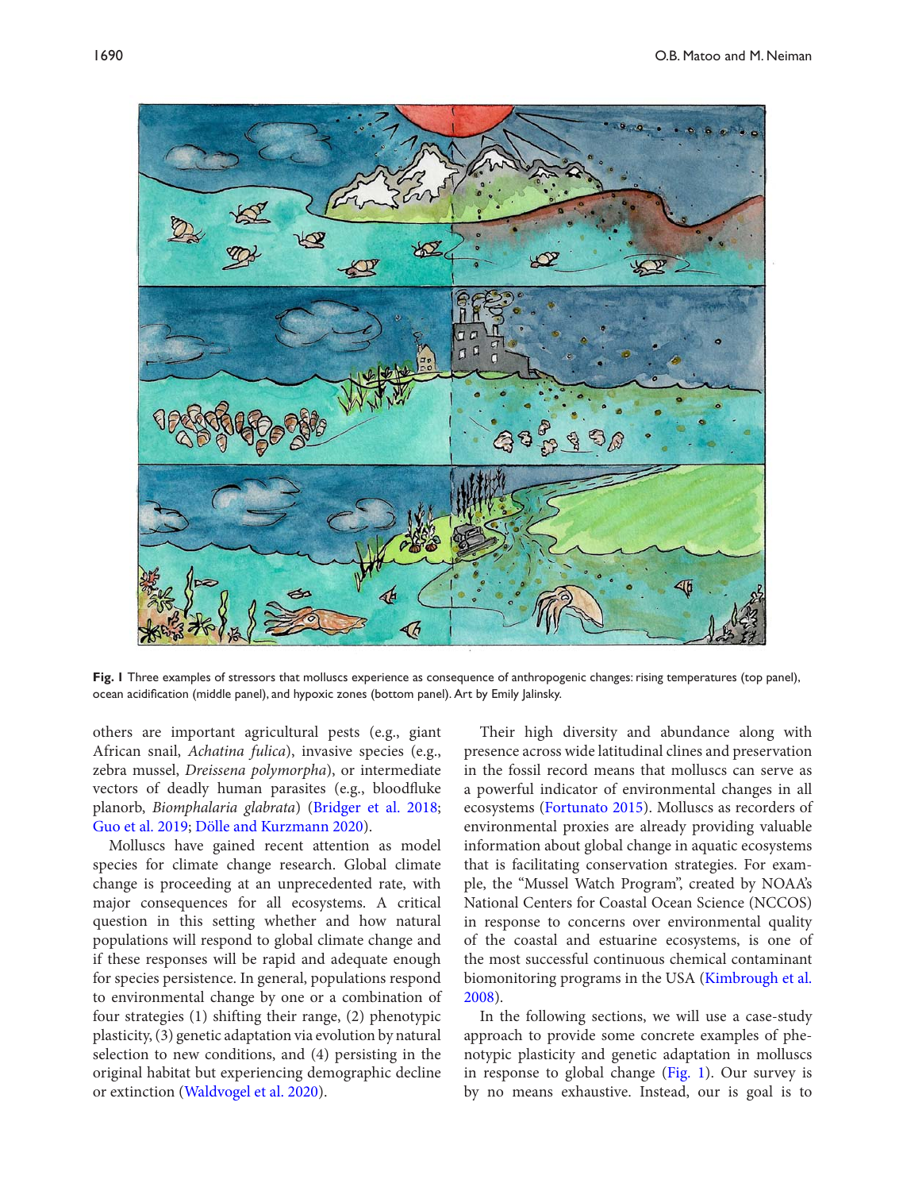**Fig. 1** Three examples of stressors that molluscs experience as consequence of anthropogenic changes: rising temperatures (top panel), ocean acidification (middle panel), and hypoxic zones (bottom panel). Art by Emily Jalinsky.

others are important agricultural pests (e.g., giant African snail, *Achatina fulica*), invasive species (e.g., zebra mussel, *Dreissena polymorpha*), or intermediate vectors of deadly human parasites (e.g., bloodfluke planorb, *Biomphalaria glabrata*) (Bridger et al. 2018; Guo et al. 2019; Dölle and Kurzmann 2020).

Molluscs have gained recent attention as model species for climate change research. Global climate change is proceeding at an unprecedented rate, with major consequences for all ecosystems. A critical question in this setting whether and how natural populations will respond to global climate change and if these responses will be rapid and adequate enough for species persistence. In general, populations respond to environmental change by one or a combination of four strategies (1) shifting their range, (2) phenotypic plasticity, (3) genetic adaptation via evolution by natural selection to new conditions, and (4) persisting in the original habitat but experiencing demographic decline or extinction (Waldvogel et al. 2020).

Their high diversity and abundance along with presence across wide latitudinal clines and preservation in the fossil record means that molluscs can serve as a powerful indicator of environmental changes in all ecosystems (Fortunato 2015). Molluscs as recorders of environmental proxies are already providing valuable information about global change in aquatic ecosystems that is facilitating conservation strategies. For example, the "Mussel Watch Program", created by NOAA's National Centers for Coastal Ocean Science (NCCOS) in response to concerns over environmental quality of the coastal and estuarine ecosystems, is one of the most successful continuous chemical contaminant biomonitoring programs in the USA (Kimbrough et al. 2008).

In the following sections, we will use a case-study approach to provide some concrete examples of phenotypic plasticity and genetic adaptation in molluscs in response to global change (Fig. 1). Our survey is by no means exhaustive. Instead, our is goal is to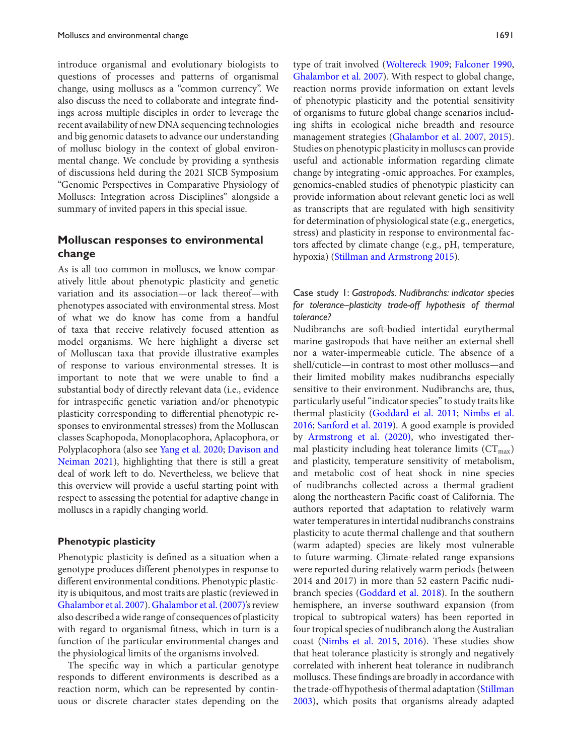introduce organismal and evolutionary biologists to questions of processes and patterns of organismal change, using molluscs as a "common currency". We also discuss the need to collaborate and integrate findings across multiple disciples in order to leverage the recent availability of new DNA sequencing technologies and big genomic datasets to advance our understanding of mollusc biology in the context of global environmental change. We conclude by providing a synthesis of discussions held during the 2021 SICB Symposium "Genomic Perspectives in Comparative Physiology of Molluscs: Integration across Disciplines" alongside a summary of invited papers in this special issue.

## Molluscan responses to environmental change

As is all too common in molluscs, we know comparatively little about phenotypic plasticity and genetic variation and its association—or lack thereof—with phenotypes associated with environmental stress. Most of what we do know has come from a handful of taxa that receive relatively focused attention as model organisms. We here highlight a diverse set of Molluscan taxa that provide illustrative examples of response to various environmental stresses. It is important to note that we were unable to find a substantial body of directly relevant data (i.e., evidence for intraspecific genetic variation and/or phenotypic plasticity corresponding to differential phenotypic responses to environmental stresses) from the Molluscan classes Scaphopoda, Monoplacophora, Aplacophora, or Polyplacophora (also see Yang et al. 2020; Davison and Neiman 2021), highlighting that there is still a great deal of work left to do. Nevertheless, we believe that this overview will provide a useful starting point with respect to assessing the potential for adaptive change in molluscs in a rapidly changing world.

### Phenotypic plasticity

Phenotypic plasticity is defined as a situation when a genotype produces different phenotypes in response to different environmental conditions. Phenotypic plasticity is ubiquitous, and most traits are plastic (reviewed in Ghalambor et al. 2007). Ghalambor et al. (2007)'s review also described a wide range of consequences of plasticity with regard to organismal fitness, which in turn is a function of the particular environmental changes and the physiological limits of the organisms involved.

The specific way in which a particular genotype responds to different environments is described as a reaction norm, which can be represented by continuous or discrete character states depending on the type of trait involved (Woltereck 1909; Falconer 1990, Ghalambor et al. 2007). With respect to global change, reaction norms provide information on extant levels of phenotypic plasticity and the potential sensitivity of organisms to future global change scenarios including shifts in ecological niche breadth and resource management strategies (Ghalambor et al. 2007, 2015). Studies on phenotypic plasticity in molluscs can provide useful and actionable information regarding climate change by integrating -omic approaches. For examples, genomics-enabled studies of phenotypic plasticity can provide information about relevant genetic loci as well as transcripts that are regulated with high sensitivity for determination of physiological state (e.g., energetics, stress) and plasticity in response to environmental factors affected by climate change (e.g., pH, temperature, hypoxia) (Stillman and Armstrong 2015).

#### Case study 1: *Gastropods. Nudibranchs: indicator species for tolerance–plasticity trade-off hypothesis of thermal tolerance?*

Nudibranchs are soft-bodied intertidal eurythermal marine gastropods that have neither an external shell nor a water-impermeable cuticle. The absence of a shell/cuticle—in contrast to most other molluscs—and their limited mobility makes nudibranchs especially sensitive to their environment. Nudibranchs are, thus, particularly useful "indicator species" to study traits like thermal plasticity (Goddard et al. 2011; Nimbs et al. 2016; Sanford et al. 2019). A good example is provided by Armstrong et al. (2020), who investigated thermal plasticity including heat tolerance limits ($CT_{max}$) and plasticity, temperature sensitivity of metabolism, and metabolic cost of heat shock in nine species of nudibranchs collected across a thermal gradient along the northeastern Pacific coast of California. The authors reported that adaptation to relatively warm water temperatures in intertidal nudibranchs constrains plasticity to acute thermal challenge and that southern (warm adapted) species are likely most vulnerable to future warming. Climate-related range expansions were reported during relatively warm periods (between 2014 and 2017) in more than 52 eastern Pacific nudibranch species (Goddard et al. 2018). In the southern hemisphere, an inverse southward expansion (from tropical to subtropical waters) has been reported in four tropical species of nudibranch along the Australian coast (Nimbs et al. 2015, 2016). These studies show that heat tolerance plasticity is strongly and negatively correlated with inherent heat tolerance in nudibranch molluscs. These findings are broadly in accordance with the trade-off hypothesis of thermal adaptation (Stillman 2003), which posits that organisms already adapted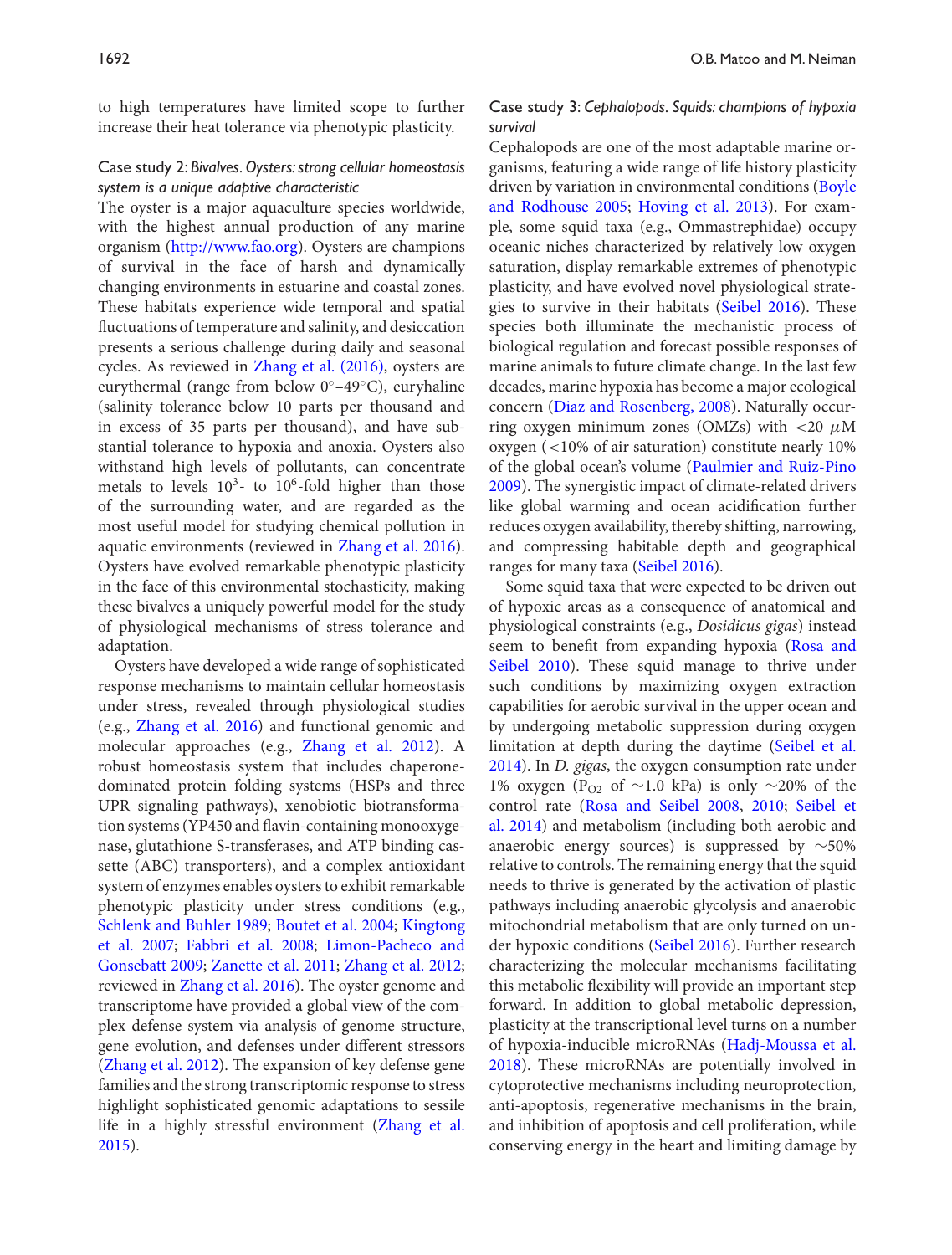to high temperatures have limited scope to further increase their heat tolerance via phenotypic plasticity.

### Case study 2: *Bivalves. Oysters: strong cellular homeostasis system is a unique adaptive characteristic*

The oyster is a major aquaculture species worldwide, with the highest annual production of any marine organism (http://www.fao.org). Oysters are champions of survival in the face of harsh and dynamically changing environments in estuarine and coastal zones. These habitats experience wide temporal and spatial fluctuations of temperature and salinity, and desiccation presents a serious challenge during daily and seasonal cycles. As reviewed in Zhang et al. (2016), oysters are eurythermal (range from below 0°–49°C), euryhaline (salinity tolerance below 10 parts per thousand and in excess of 35 parts per thousand), and have substantial tolerance to hypoxia and anoxia. Oysters also withstand high levels of pollutants, can concentrate metals to levels $10^3$- to $10^6$-fold higher than those of the surrounding water, and are regarded as the most useful model for studying chemical pollution in aquatic environments (reviewed in Zhang et al. 2016). Oysters have evolved remarkable phenotypic plasticity in the face of this environmental stochasticity, making these bivalves a uniquely powerful model for the study of physiological mechanisms of stress tolerance and adaptation.

Oysters have developed a wide range of sophisticated response mechanisms to maintain cellular homeostasis under stress, revealed through physiological studies (e.g., Zhang et al. 2016) and functional genomic and molecular approaches (e.g., Zhang et al. 2012). A robust homeostasis system that includes chaperone-dominated protein folding systems (HSPs and three UPR signaling pathways), xenobiotic biotransformation systems (YP450 and flavin-containing monooxygenase, glutathione S-transferases, and ATP binding cassette (ABC) transporters), and a complex antioxidant system of enzymes enables oysters to exhibit remarkable phenotypic plasticity under stress conditions (e.g., Schlenk and Buhler 1989; Boutet et al. 2004; Kingtong et al. 2007; Fabbri et al. 2008; Limon-Pacheco and Gonsebatt 2009; Zanette et al. 2011; Zhang et al. 2012; reviewed in Zhang et al. 2016). The oyster genome and transcriptome have provided a global view of the complex defense system via analysis of genome structure, gene evolution, and defenses under different stressors (Zhang et al. 2012). The expansion of key defense gene families and the strong transcriptomic response to stress highlight sophisticated genomic adaptations to sessile life in a highly stressful environment (Zhang et al. 2015).

### Case study 3: *Cephalopods. Squids: champions of hypoxia survival*

Cephalopods are one of the most adaptable marine organisms, featuring a wide range of life history plasticity driven by variation in environmental conditions (Boyle and Rodhouse 2005; Hoving et al. 2013). For example, some squid taxa (e.g., Ommastrephidae) occupy oceanic niches characterized by relatively low oxygen saturation, display remarkable extremes of phenotypic plasticity, and have evolved novel physiological strategies to survive in their habitats (Seibel 2016). These species both illuminate the mechanistic process of biological regulation and forecast possible responses of marine animals to future climate change. In the last few decades, marine hypoxia has become a major ecological concern (Diaz and Rosenberg, 2008). Naturally occurring oxygen minimum zones (OMZs) with $<20$ $\mu$M oxygen ($<10\%$ of air saturation) constitute nearly 10% of the global ocean's volume (Paulmier and Ruiz-Pino 2009). The synergistic impact of climate-related drivers like global warming and ocean acidification further reduces oxygen availability, thereby shifting, narrowing, and compressing habitable depth and geographical ranges for many taxa (Seibel 2016).

Some squid taxa that were expected to be driven out of hypoxic areas as a consequence of anatomical and physiological constraints (e.g., *Dosidicus gigas*) instead seem to benefit from expanding hypoxia (Rosa and Seibel 2010). These squid manage to thrive under such conditions by maximizing oxygen extraction capabilities for aerobic survival in the upper ocean and by undergoing metabolic suppression during oxygen limitation at depth during the daytime (Seibel et al. 2014). In *D. gigas*, the oxygen consumption rate under 1% oxygen ($P_{O2}$ of ~1.0 kPa) is only ~20% of the control rate (Rosa and Seibel 2008, 2010; Seibel et al. 2014) and metabolism (including both aerobic and anaerobic energy sources) is suppressed by ~50% relative to controls. The remaining energy that the squid needs to thrive is generated by the activation of plastic pathways including anaerobic glycolysis and anaerobic mitochondrial metabolism that are only turned on under hypoxic conditions (Seibel 2016). Further research characterizing the molecular mechanisms facilitating this metabolic flexibility will provide an important step forward. In addition to global metabolic depression, plasticity at the transcriptional level turns on a number of hypoxia-inducible microRNAs (Hadj-Moussa et al. 2018). These microRNAs are potentially involved in cytoprotective mechanisms including neuroprotection, anti-apoptosis, regenerative mechanisms in the brain, and inhibition of apoptosis and cell proliferation, while conserving energy in the heart and limiting damage by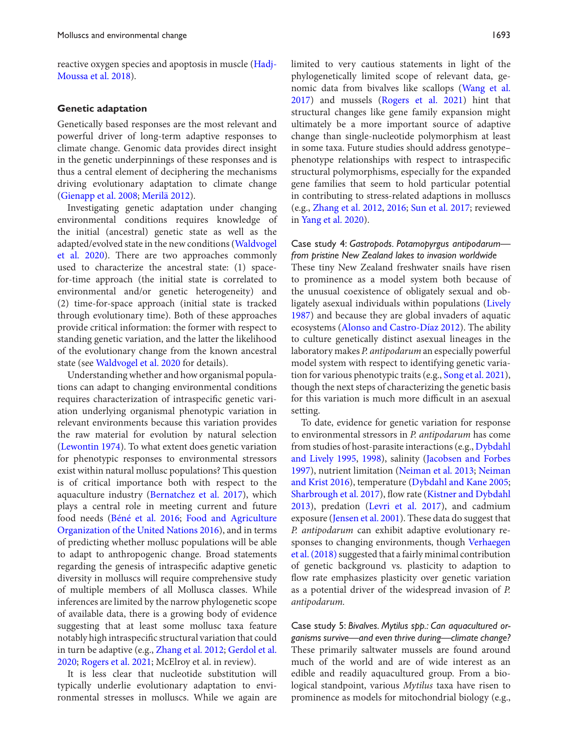reactive oxygen species and apoptosis in muscle (Hadj-Moussa et al. 2018).

## Genetic adaptation

Genetically based responses are the most relevant and powerful driver of long-term adaptive responses to climate change. Genomic data provides direct insight in the genetic underpinnings of these responses and is thus a central element of deciphering the mechanisms driving evolutionary adaptation to climate change (Gienapp et al. 2008; Merilä 2012).

Investigating genetic adaptation under changing environmental conditions requires knowledge of the initial (ancestral) genetic state as well as the adapted/evolved state in the new conditions (Waldvogel et al. 2020). There are two approaches commonly used to characterize the ancestral state: (1) space-for-time approach (the initial state is correlated to environmental and/or genetic heterogeneity) and (2) time-for-space approach (initial state is tracked through evolutionary time). Both of these approaches provide critical information: the former with respect to standing genetic variation, and the latter the likelihood of the evolutionary change from the known ancestral state (see Waldvogel et al. 2020 for details).

Understanding whether and how organismal populations can adapt to changing environmental conditions requires characterization of intraspecific genetic variation underlying organismal phenotypic variation in relevant environments because this variation provides the raw material for evolution by natural selection (Lewontin 1974). To what extent does genetic variation for phenotypic responses to environmental stressors exist within natural mollusc populations? This question is of critical importance both with respect to the aquaculture industry (Bernatchez et al. 2017), which plays a central role in meeting current and future food needs (Béné et al. 2016; Food and Agriculture Organization of the United Nations 2016), and in terms of predicting whether mollusc populations will be able to adapt to anthropogenic change. Broad statements regarding the genesis of intraspecific adaptive genetic diversity in molluscs will require comprehensive study of multiple members of all Mollusca classes. While inferences are limited by the narrow phylogenetic scope of available data, there is a growing body of evidence suggesting that at least some mollusc taxa feature notably high intraspecific structural variation that could in turn be adaptive (e.g., Zhang et al. 2012; Gerdol et al. 2020; Rogers et al. 2021; McElroy et al. in review).

It is less clear that nucleotide substitution will typically underlie evolutionary adaptation to environmental stresses in molluscs. While we again are limited to very cautious statements in light of the phylogenetically limited scope of relevant data, genomic data from bivalves like scallops (Wang et al. 2017) and mussels (Rogers et al. 2021) hint that structural changes like gene family expansion might ultimately be a more important source of adaptive change than single-nucleotide polymorphism at least in some taxa. Future studies should address genotype–phenotype relationships with respect to intraspecific structural polymorphisms, especially for the expanded gene families that seem to hold particular potential in contributing to stress-related adaptions in molluscs (e.g., Zhang et al. 2012, 2016; Sun et al. 2017; reviewed in Yang et al. 2020).

### Case study 4: *Gastropods. Potamopyrgus antipodarum—from pristine New Zealand lakes to invasion worldwide*

These tiny New Zealand freshwater snails have risen to prominence as a model system both because of the unusual coexistence of obligately sexual and obligately asexual individuals within populations (Lively 1987) and because they are global invaders of aquatic ecosystems (Alonso and Castro-Díaz 2012). The ability to culture genetically distinct asexual lineages in the laboratory makes *P. antipodarum* an especially powerful model system with respect to identifying genetic variation for various phenotypic traits (e.g., Song et al. 2021), though the next steps of characterizing the genetic basis for this variation is much more difficult in an asexual setting.

To date, evidence for genetic variation for response to environmental stressors in *P. antipodarum* has come from studies of host-parasite interactions (e.g., Dybdahl and Lively 1995, 1998), salinity (Jacobsen and Forbes 1997), nutrient limitation (Neiman et al. 2013; Neiman and Krist 2016), temperature (Dybdahl and Kane 2005; Sharbrough et al. 2017), flow rate (Kistner and Dybdahl 2013), predation (Levri et al. 2017), and cadmium exposure (Jensen et al. 2001). These data do suggest that *P. antipodarum* can exhibit adaptive evolutionary responses to changing environments, though Verhaegen et al. (2018) suggested that a fairly minimal contribution of genetic background vs. plasticity to adaption to flow rate emphasizes plasticity over genetic variation as a potential driver of the widespread invasion of *P. antipodarum*.

### Case study 5: *Bivalves. Mytilus spp.: Can aquacultured organisms survive—and even thrive during—climate change?*

These primarily saltwater mussels are found around much of the world and are of wide interest as an edible and readily aquacultured group. From a biological standpoint, various *Mytilus* taxa have risen to prominence as models for mitochondrial biology (e.g.,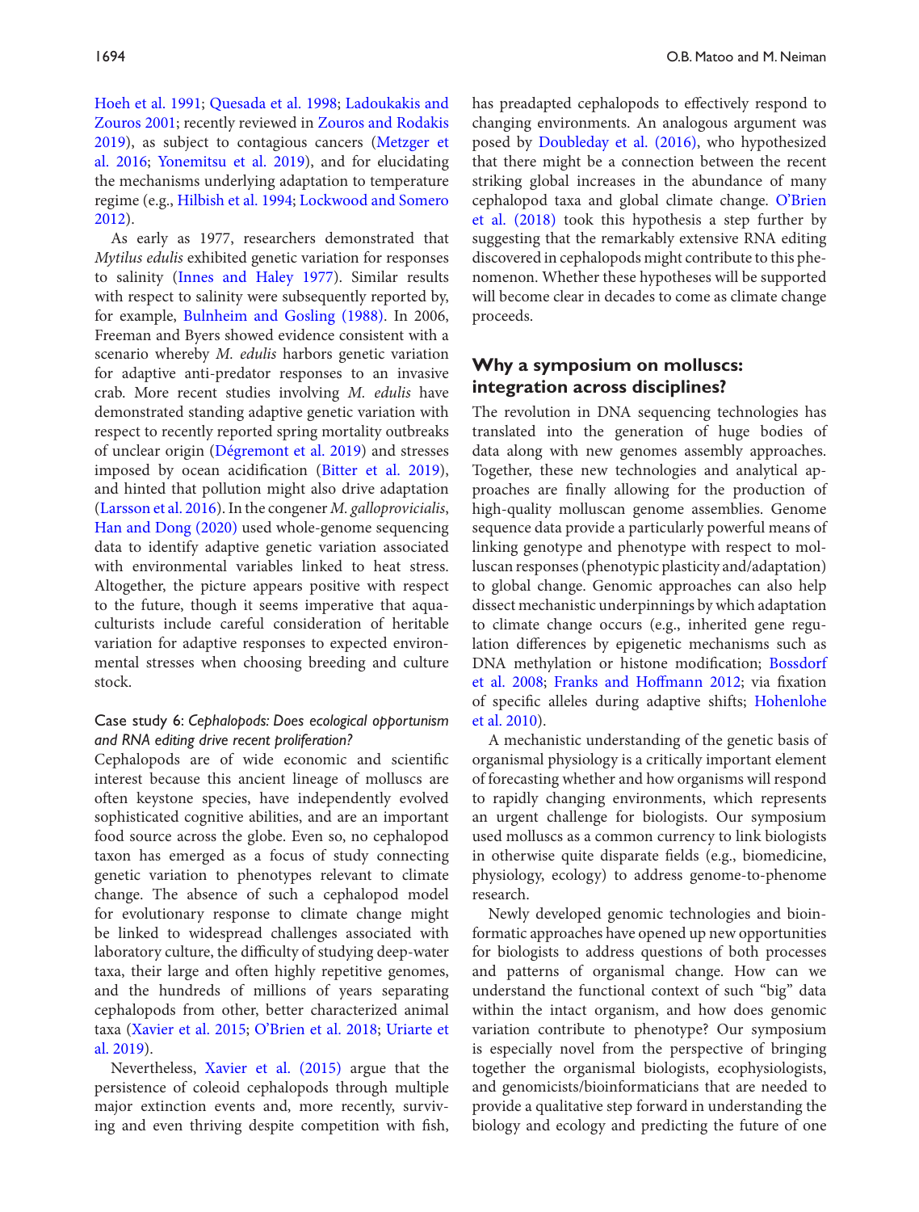Hoeh et al. 1991; Quesada et al. 1998; Ladoukakis and Zouros 2001; recently reviewed in Zouros and Rodakis 2019), as subject to contagious cancers (Metzger et al. 2016; Yonemitsu et al. 2019), and for elucidating the mechanisms underlying adaptation to temperature regime (e.g., Hilbish et al. 1994; Lockwood and Somero 2012).

As early as 1977, researchers demonstrated that *Mytilus edulis* exhibited genetic variation for responses to salinity (Innes and Haley 1977). Similar results with respect to salinity were subsequently reported by, for example, Bulnheim and Gosling (1988). In 2006, Freeman and Byers showed evidence consistent with a scenario whereby *M. edulis* harbors genetic variation for adaptive anti-predator responses to an invasive crab. More recent studies involving *M. edulis* have demonstrated standing adaptive genetic variation with respect to recently reported spring mortality outbreaks of unclear origin (Dégremont et al. 2019) and stresses imposed by ocean acidification (Bitter et al. 2019), and hinted that pollution might also drive adaptation (Larsson et al. 2016). In the congener *M. galloprovicialis*, Han and Dong (2020) used whole-genome sequencing data to identify adaptive genetic variation associated with environmental variables linked to heat stress. Altogether, the picture appears positive with respect to the future, though it seems imperative that aquaculturists include careful consideration of heritable variation for adaptive responses to expected environmental stresses when choosing breeding and culture stock.

### Case study 6: *Cephalopods: Does ecological opportunism and RNA editing drive recent proliferation?*

Cephalopods are of wide economic and scientific interest because this ancient lineage of molluscs are often keystone species, have independently evolved sophisticated cognitive abilities, and are an important food source across the globe. Even so, no cephalopod taxon has emerged as a focus of study connecting genetic variation to phenotypes relevant to climate change. The absence of such a cephalopod model for evolutionary response to climate change might be linked to widespread challenges associated with laboratory culture, the difficulty of studying deep-water taxa, their large and often highly repetitive genomes, and the hundreds of millions of years separating cephalopods from other, better characterized animal taxa (Xavier et al. 2015; O'Brien et al. 2018; Uriarte et al. 2019).

Nevertheless, Xavier et al. (2015) argue that the persistence of coleoid cephalopods through multiple major extinction events and, more recently, surviving and even thriving despite competition with fish, has preadapted cephalopods to effectively respond to changing environments. An analogous argument was posed by Doubleday et al. (2016), who hypothesized that there might be a connection between the recent striking global increases in the abundance of many cephalopod taxa and global climate change. O'Brien et al. (2018) took this hypothesis a step further by suggesting that the remarkably extensive RNA editing discovered in cephalopods might contribute to this phenomenon. Whether these hypotheses will be supported will become clear in decades to come as climate change proceeds.

## Why a symposium on molluscs: integration across disciplines?

The revolution in DNA sequencing technologies has translated into the generation of huge bodies of data along with new genomes assembly approaches. Together, these new technologies and analytical approaches are finally allowing for the production of high-quality molluscan genome assemblies. Genome sequence data provide a particularly powerful means of linking genotype and phenotype with respect to molluscan responses (phenotypic plasticity and/adaptation) to global change. Genomic approaches can also help dissect mechanistic underpinnings by which adaptation to climate change occurs (e.g., inherited gene regulation differences by epigenetic mechanisms such as DNA methylation or histone modification; Bossdorf et al. 2008; Franks and Hoffmann 2012; via fixation of specific alleles during adaptive shifts; Hohenlohe et al. 2010).

A mechanistic understanding of the genetic basis of organismal physiology is a critically important element of forecasting whether and how organisms will respond to rapidly changing environments, which represents an urgent challenge for biologists. Our symposium used molluscs as a common currency to link biologists in otherwise quite disparate fields (e.g., biomedicine, physiology, ecology) to address genome-to-phenome research.

Newly developed genomic technologies and bioinformatic approaches have opened up new opportunities for biologists to address questions of both processes and patterns of organismal change. How can we understand the functional context of such "big" data within the intact organism, and how does genomic variation contribute to phenotype? Our symposium is especially novel from the perspective of bringing together the organismal biologists, ecophysiologists, and genomicists/bioinformaticians that are needed to provide a qualitative step forward in understanding the biology and ecology and predicting the future of one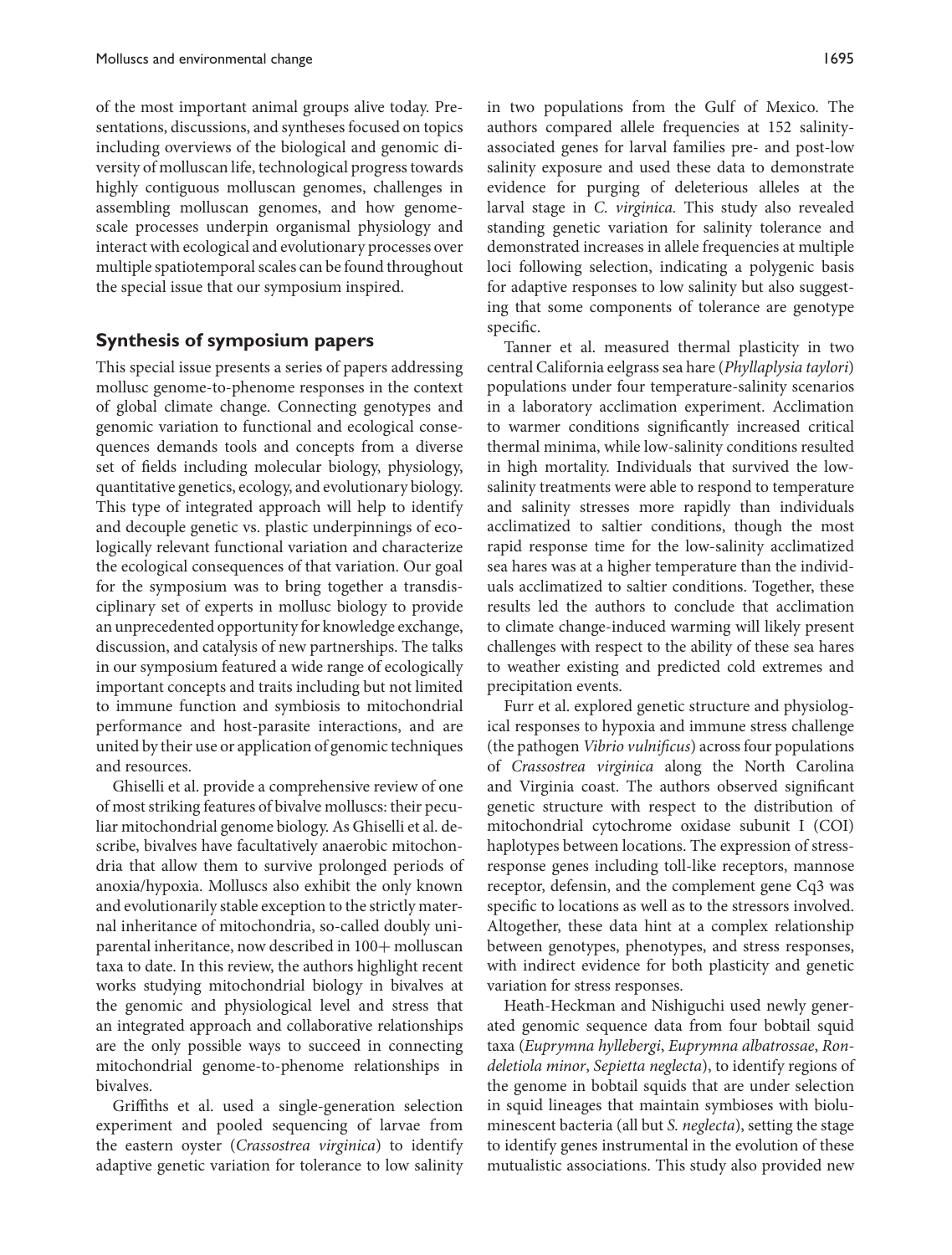of the most important animal groups alive today. Presentations, discussions, and syntheses focused on topics including overviews of the biological and genomic diversity of molluscan life, technological progress towards highly contiguous molluscan genomes, challenges in assembling molluscan genomes, and how genome-scale processes underpin organismal physiology and interact with ecological and evolutionary processes over multiple spatiotemporal scales can be found throughout the special issue that our symposium inspired.

## Synthesis of symposium papers

This special issue presents a series of papers addressing mollusc genome-to-phenome responses in the context of global climate change. Connecting genotypes and genomic variation to functional and ecological consequences demands tools and concepts from a diverse set of fields including molecular biology, physiology, quantitative genetics, ecology, and evolutionary biology. This type of integrated approach will help to identify and decouple genetic vs. plastic underpinnings of ecologically relevant functional variation and characterize the ecological consequences of that variation. Our goal for the symposium was to bring together a transdisciplinary set of experts in mollusc biology to provide an unprecedented opportunity for knowledge exchange, discussion, and catalysis of new partnerships. The talks in our symposium featured a wide range of ecologically important concepts and traits including but not limited to immune function and symbiosis to mitochondrial performance and host-parasite interactions, and are united by their use or application of genomic techniques and resources.

Ghiselli et al. provide a comprehensive review of one of most striking features of bivalve molluscs: their peculiar mitochondrial genome biology. As Ghiselli et al. describe, bivalves have facultatively anaerobic mitochondria that allow them to survive prolonged periods of anoxia/hypoxia. Molluscs also exhibit the only known and evolutionarily stable exception to the strictly maternal inheritance of mitochondria, so-called doubly uniparental inheritance, now described in 100+ molluscan taxa to date. In this review, the authors highlight recent works studying mitochondrial biology in bivalves at the genomic and physiological level and stress that an integrated approach and collaborative relationships are the only possible ways to succeed in connecting mitochondrial genome-to-phenome relationships in bivalves.

Griffiths et al. used a single-generation selection experiment and pooled sequencing of larvae from the eastern oyster (*Crassostrea virginica*) to identify adaptive genetic variation for tolerance to low salinity in two populations from the Gulf of Mexico. The authors compared allele frequencies at 152 salinity-associated genes for larval families pre- and post-low salinity exposure and used these data to demonstrate evidence for purging of deleterious alleles at the larval stage in *C. virginica.* This study also revealed standing genetic variation for salinity tolerance and demonstrated increases in allele frequencies at multiple loci following selection, indicating a polygenic basis for adaptive responses to low salinity but also suggesting that some components of tolerance are genotype specific.

Tanner et al. measured thermal plasticity in two central California eelgrass sea hare (*Phyllaplysia taylori*) populations under four temperature-salinity scenarios in a laboratory acclimation experiment. Acclimation to warmer conditions significantly increased critical thermal minima, while low-salinity conditions resulted in high mortality. Individuals that survived the low-salinity treatments were able to respond to temperature and salinity stresses more rapidly than individuals acclimatized to saltier conditions, though the most rapid response time for the low-salinity acclimatized sea hares was at a higher temperature than the individuals acclimatized to saltier conditions. Together, these results led the authors to conclude that acclimation to climate change-induced warming will likely present challenges with respect to the ability of these sea hares to weather existing and predicted cold extremes and precipitation events.

Furr et al. explored genetic structure and physiological responses to hypoxia and immune stress challenge (the pathogen *Vibrio vulnificus*) across four populations of *Crassostrea virginica* along the North Carolina and Virginia coast. The authors observed significant genetic structure with respect to the distribution of mitochondrial cytochrome oxidase subunit I (COI) haplotypes between locations. The expression of stress-response genes including toll-like receptors, mannose receptor, defensin, and the complement gene Cq3 was specific to locations as well as to the stressors involved. Altogether, these data hint at a complex relationship between genotypes, phenotypes, and stress responses, with indirect evidence for both plasticity and genetic variation for stress responses.

Heath-Heckman and Nishiguchi used newly generated genomic sequence data from four bobtail squid taxa (*Euprymna hyllebergi*, *Euprymna albatrossae*, *Rondeletiola minor*, *Sepietta neglecta*), to identify regions of the genome in bobtail squids that are under selection in squid lineages that maintain symbioses with bioluminescent bacteria (all but *S. neglecta*), setting the stage to identify genes instrumental in the evolution of these mutualistic associations. This study also provided new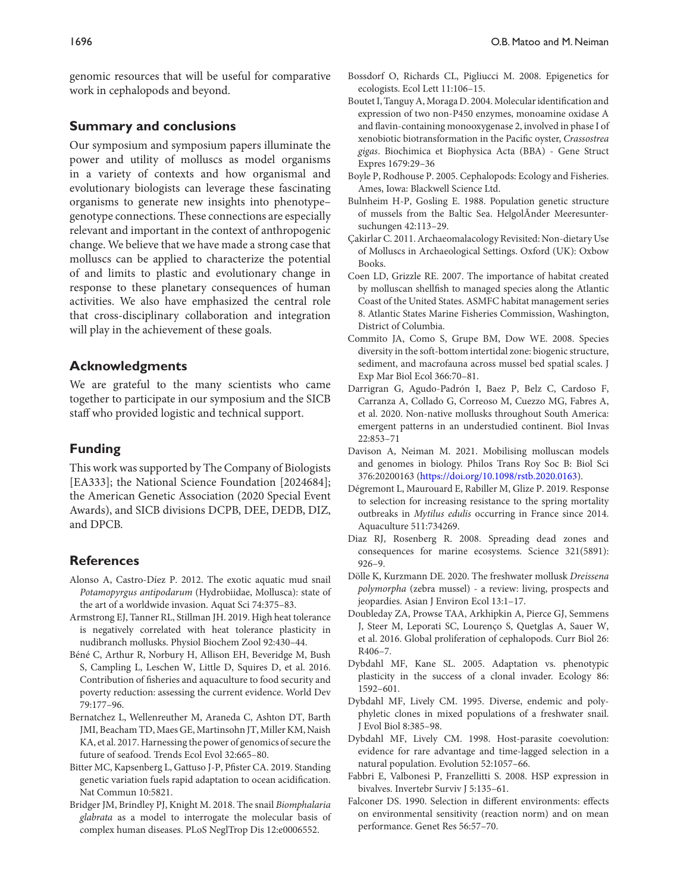genomic resources that will be useful for comparative work in cephalopods and beyond.

## Summary and conclusions

Our symposium and symposium papers illuminate the power and utility of molluscs as model organisms in a variety of contexts and how organismal and evolutionary biologists can leverage these fascinating organisms to generate new insights into phenotype–genotype connections. These connections are especially relevant and important in the context of anthropogenic change. We believe that we have made a strong case that molluscs can be applied to characterize the potential of and limits to plastic and evolutionary change in response to these planetary consequences of human activities. We also have emphasized the central role that cross-disciplinary collaboration and integration will play in the achievement of these goals.

## Acknowledgments

We are grateful to the many scientists who came together to participate in our symposium and the SICB staff who provided logistic and technical support.

## Funding

This work was supported by The Company of Biologists [EA333]; the National Science Foundation [2024684]; the American Genetic Association (2020 Special Event Awards), and SICB divisions DCPB, DEE, DEDB, DIZ, and DPCB.

## References

Alonso A, Castro-Díez P. 2012. The exotic aquatic mud snail *Potamopyrgus antipodarum* (Hydrobiidae, Mollusca): state of the art of a worldwide invasion. Aquat Sci 74:375–83.

Armstrong EJ, Tanner RL, Stillman JH. 2019. High heat tolerance is negatively correlated with heat tolerance plasticity in nudibranch mollusks. Physiol Biochem Zool 92:430–44.

Béné C, Arthur R, Norbury H, Allison EH, Beveridge M, Bush S, Campling L, Leschen W, Little D, Squires D, et al. 2016. Contribution of fisheries and aquaculture to food security and poverty reduction: assessing the current evidence. World Dev 79:177–96.

Bernatchez L, Wellenreuther M, Araneda C, Ashton DT, Barth JMI, Beacham TD, Maes GE, Martinsohn JT, Miller KM, Naish KA, et al. 2017. Harnessing the power of genomics of secure the future of seafood. Trends Ecol Evol 32:665–80.

Bitter MC, Kapsenberg L, Gattuso J-P, Pfister CA. 2019. Standing genetic variation fuels rapid adaptation to ocean acidification. Nat Commun 10:5821.

Bridger JM, Brindley PJ, Knight M. 2018. The snail *Biomphalaria glabrata* as a model to interrogate the molecular basis of complex human diseases. PLoS NeglTrop Dis 12:e0006552.

Bossdorf O, Richards CL, Pigliucci M. 2008. Epigenetics for ecologists. Ecol Lett 11:106–15.

Boutet I, Tanguy A, Moraga D. 2004. Molecular identification and expression of two non-P450 enzymes, monoamine oxidase A and flavin-containing monooxygenase 2, involved in phase I of xenobiotic biotransformation in the Pacific oyster, *Crassostrea gigas*. Biochimica et Biophysica Acta (BBA) - Gene Struct Expres 1679:29–36

Boyle P, Rodhouse P. 2005. Cephalopods: Ecology and Fisheries. Ames, Iowa: Blackwell Science Ltd.

Bulnheim H-P, Gosling E. 1988. Population genetic structure of mussels from the Baltic Sea. HelgolÃnder Meeresuntersuchungen 42:113–29.

Çakirlar C. 2011. Archaeomalacology Revisited: Non-dietary Use of Molluscs in Archaeological Settings. Oxford (UK): Oxbow Books.

Coen LD, Grizzle RE. 2007. The importance of habitat created by molluscan shellfish to managed species along the Atlantic Coast of the United States. ASMFC habitat management series 8. Atlantic States Marine Fisheries Commission, Washington, District of Columbia.

Commito JA, Como S, Grupe BM, Dow WE. 2008. Species diversity in the soft-bottom intertidal zone: biogenic structure, sediment, and macrofauna across mussel bed spatial scales. J Exp Mar Biol Ecol 366:70–81.

Darrigran G, Agudo-Padrón I, Baez P, Belz C, Cardoso F, Carranza A, Collado G, Correoso M, Cuezzo MG, Fabres A, et al. 2020. Non-native mollusks throughout South America: emergent patterns in an understudied continent. Biol Invas 22:853–71

Davison A, Neiman M. 2021. Mobilising molluscan models and genomes in biology. Philos Trans Roy Soc B: Biol Sci 376:20200163 (https://doi.org/10.1098/rstb.2020.0163).

Dégremont L, Maurouard E, Rabiller M, Glize P. 2019. Response to selection for increasing resistance to the spring mortality outbreaks in *Mytilus edulis* occurring in France since 2014. Aquaculture 511:734269.

Diaz RJ, Rosenberg R. 2008. Spreading dead zones and consequences for marine ecosystems. Science 321(5891): 926–9.

Dölle K, Kurzmann DE. 2020. The freshwater mollusk *Dreissena polymorpha* (zebra mussel) - a review: living, prospects and jeopardies. Asian J Environ Ecol 13:1–17.

Doubleday ZA, Prowse TAA, Arkhipkin A, Pierce GJ, Semmens J, Steer M, Leporati SC, Lourenço S, Quetglas A, Sauer W, et al. 2016. Global proliferation of cephalopods. Curr Biol 26: R406–7.

Dybdahl MF, Kane SL. 2005. Adaptation vs. phenotypic plasticity in the success of a clonal invader. Ecology 86: 1592–601.

Dybdahl MF, Lively CM. 1995. Diverse, endemic and polyphyletic clones in mixed populations of a freshwater snail. J Evol Biol 8:385–98.

Dybdahl MF, Lively CM. 1998. Host-parasite coevolution: evidence for rare advantage and time-lagged selection in a natural population. Evolution 52:1057–66.

Fabbri E, Valbonesi P, Franzellitti S. 2008. HSP expression in bivalves. Invertebr Surviv J 5:135–61.

Falconer DS. 1990. Selection in different environments: effects on environmental sensitivity (reaction norm) and on mean performance. Genet Res 56:57–70.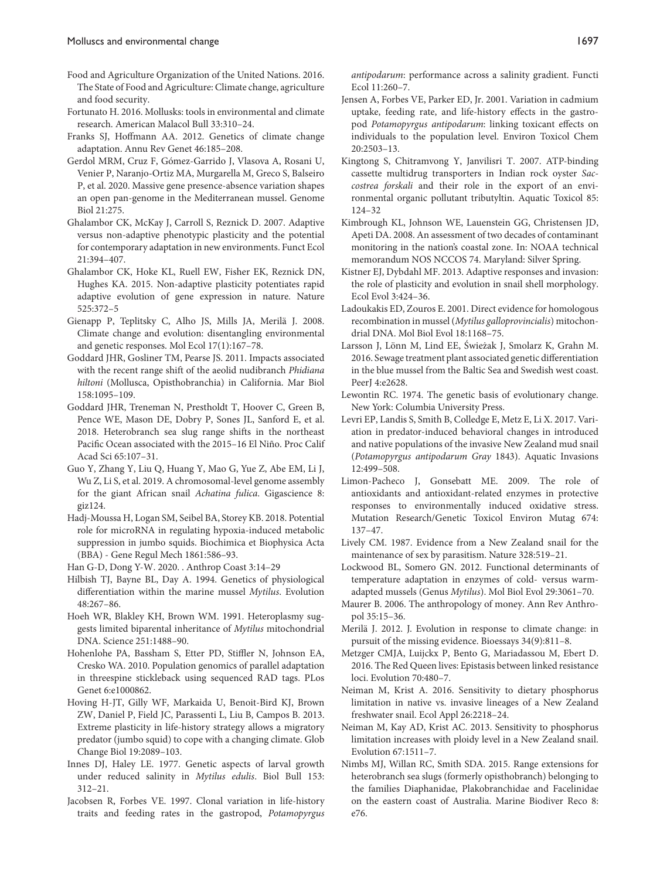Food and Agriculture Organization of the United Nations. 2016. The State of Food and Agriculture: Climate change, agriculture and food security.

Fortunato H. 2016. Mollusks: tools in environmental and climate research. American Malacol Bull 33:310–24.

Franks SJ, Hoffmann AA. 2012. Genetics of climate change adaptation. Annu Rev Genet 46:185–208.

Gerdol MRM, Cruz F, Gómez-Garrido J, Vlasova A, Rosani U, Venier P, Naranjo-Ortiz MA, Murgarella M, Greco S, Balseiro P, et al. 2020. Massive gene presence-absence variation shapes an open pan-genome in the Mediterranean mussel. Genome Biol 21:275.

Ghalambor CK, McKay J, Carroll S, Reznick D. 2007. Adaptive versus non-adaptive phenotypic plasticity and the potential for contemporary adaptation in new environments. Funct Ecol 21:394–407.

Ghalambor CK, Hoke KL, Ruell EW, Fisher EK, Reznick DN, Hughes KA. 2015. Non-adaptive plasticity potentiates rapid adaptive evolution of gene expression in nature. Nature 525:372–5

Gienapp P, Teplitsky C, Alho JS, Mills JA, Merilä J. 2008. Climate change and evolution: disentangling environmental and genetic responses. Mol Ecol 17(1):167–78.

Goddard JHR, Gosliner TM, Pearse JS. 2011. Impacts associated with the recent range shift of the aeolid nudibranch *Phidiana hiltoni* (Mollusca, Opisthobranchia) in California. Mar Biol 158:1095–109.

Goddard JHR, Treneman N, Prestholdt T, Hoover C, Green B, Pence WE, Mason DE, Dobry P, Sones JL, Sanford E, et al. 2018. Heterobranch sea slug range shifts in the northeast Pacific Ocean associated with the 2015–16 El Niño. Proc Calif Acad Sci 65:107–31.

Guo Y, Zhang Y, Liu Q, Huang Y, Mao G, Yue Z, Abe EM, Li J, Wu Z, Li S, et al. 2019. A chromosomal-level genome assembly for the giant African snail *Achatina fulica*. Gigascience 8: giz124.

Hadj-Moussa H, Logan SM, Seibel BA, Storey KB. 2018. Potential role for microRNA in regulating hypoxia-induced metabolic suppression in jumbo squids. Biochimica et Biophysica Acta (BBA) - Gene Regul Mech 1861:586–93.

Han G-D, Dong Y-W. 2020. . Anthrop Coast 3:14–29

Hilbish TJ, Bayne BL, Day A. 1994. Genetics of physiological differentiation within the marine mussel *Mytilus*. Evolution 48:267–86.

Hoeh WR, Blakley KH, Brown WM. 1991. Heteroplasmy suggests limited biparental inheritance of *Mytilus* mitochondrial DNA. Science 251:1488–90.

Hohenlohe PA, Bassham S, Etter PD, Stiffler N, Johnson EA, Cresko WA. 2010. Population genomics of parallel adaptation in threespine stickleback using sequenced RAD tags. PLos Genet 6:e1000862.

Hoving H-JT, Gilly WF, Markaida U, Benoit-Bird KJ, Brown ZW, Daniel P, Field JC, Parassenti L, Liu B, Campos B. 2013. Extreme plasticity in life-history strategy allows a migratory predator (jumbo squid) to cope with a changing climate. Glob Change Biol 19:2089–103.

Innes DJ, Haley LE. 1977. Genetic aspects of larval growth under reduced salinity in *Mytilus edulis*. Biol Bull 153: 312–21.

Jacobsen R, Forbes VE. 1997. Clonal variation in life-history traits and feeding rates in the gastropod, *Potamopyrgus antipodarum*: performance across a salinity gradient. Functi Ecol 11:260–7.

Jensen A, Forbes VE, Parker ED, Jr. 2001. Variation in cadmium uptake, feeding rate, and life-history effects in the gastropod *Potamopyrgus antipodarum*: linking toxicant effects on individuals to the population level. Environ Toxicol Chem 20:2503–13.

Kingtong S, Chitramvong Y, Janvilisri T. 2007. ATP-binding cassette multidrug transporters in Indian rock oyster *Saccostrea forskali* and their role in the export of an environmental organic pollutant tributyltin. Aquatic Toxicol 85: 124–32

Kimbrough KL, Johnson WE, Lauenstein GG, Christensen JD, Apeti DA. 2008. An assessment of two decades of contaminant monitoring in the nation's coastal zone. In: NOAA technical memorandum NOS NCCOS 74. Maryland: Silver Spring.

Kistner EJ, Dybdahl MF. 2013. Adaptive responses and invasion: the role of plasticity and evolution in snail shell morphology. Ecol Evol 3:424–36.

Ladoukakis ED, Zouros E. 2001. Direct evidence for homologous recombination in mussel (*Mytilus galloprovincialis*) mitochondrial DNA. Mol Biol Evol 18:1168–75.

Larsson J, Lönn M, Lind EE, Świeżak J, Smolarz K, Grahn M. 2016. Sewage treatment plant associated genetic differentiation in the blue mussel from the Baltic Sea and Swedish west coast. PeerJ 4:e2628.

Lewontin RC. 1974. The genetic basis of evolutionary change. New York: Columbia University Press.

Levri EP, Landis S, Smith B, Colledge E, Metz E, Li X. 2017. Variation in predator-induced behavioral changes in introduced and native populations of the invasive New Zealand mud snail (*Potamopyrgus antipodarum Gray* 1843). Aquatic Invasions 12:499–508.

Limon-Pacheco J, Gonsebatt ME. 2009. The role of antioxidants and antioxidant-related enzymes in protective responses to environmentally induced oxidative stress. Mutation Research/Genetic Toxicol Environ Mutag 674: 137–47.

Lively CM. 1987. Evidence from a New Zealand snail for the maintenance of sex by parasitism. Nature 328:519–21.

Lockwood BL, Somero GN. 2012. Functional determinants of temperature adaptation in enzymes of cold- versus warm-adapted mussels (Genus *Mytilus*). Mol Biol Evol 29:3061–70.

Maurer B. 2006. The anthropology of money. Ann Rev Anthropol 35:15–36.

Merilä J. 2012. J. Evolution in response to climate change: in pursuit of the missing evidence. Bioessays 34(9):811–8.

Metzger CMJA, Luijckx P, Bento G, Mariadassou M, Ebert D. 2016. The Red Queen lives: Epistasis between linked resistance loci. Evolution 70:480–7.

Neiman M, Krist A. 2016. Sensitivity to dietary phosphorus limitation in native vs. invasive lineages of a New Zealand freshwater snail. Ecol Appl 26:2218–24.

Neiman M, Kay AD, Krist AC. 2013. Sensitivity to phosphorus limitation increases with ploidy level in a New Zealand snail. Evolution 67:1511–7.

Nimbs MJ, Willan RC, Smith SDA. 2015. Range extensions for heterobranch sea slugs (formerly opisthobranch) belonging to the families Diaphanidae, Plakobranchidae and Facelinidae on the eastern coast of Australia. Marine Biodiver Reco 8: e76.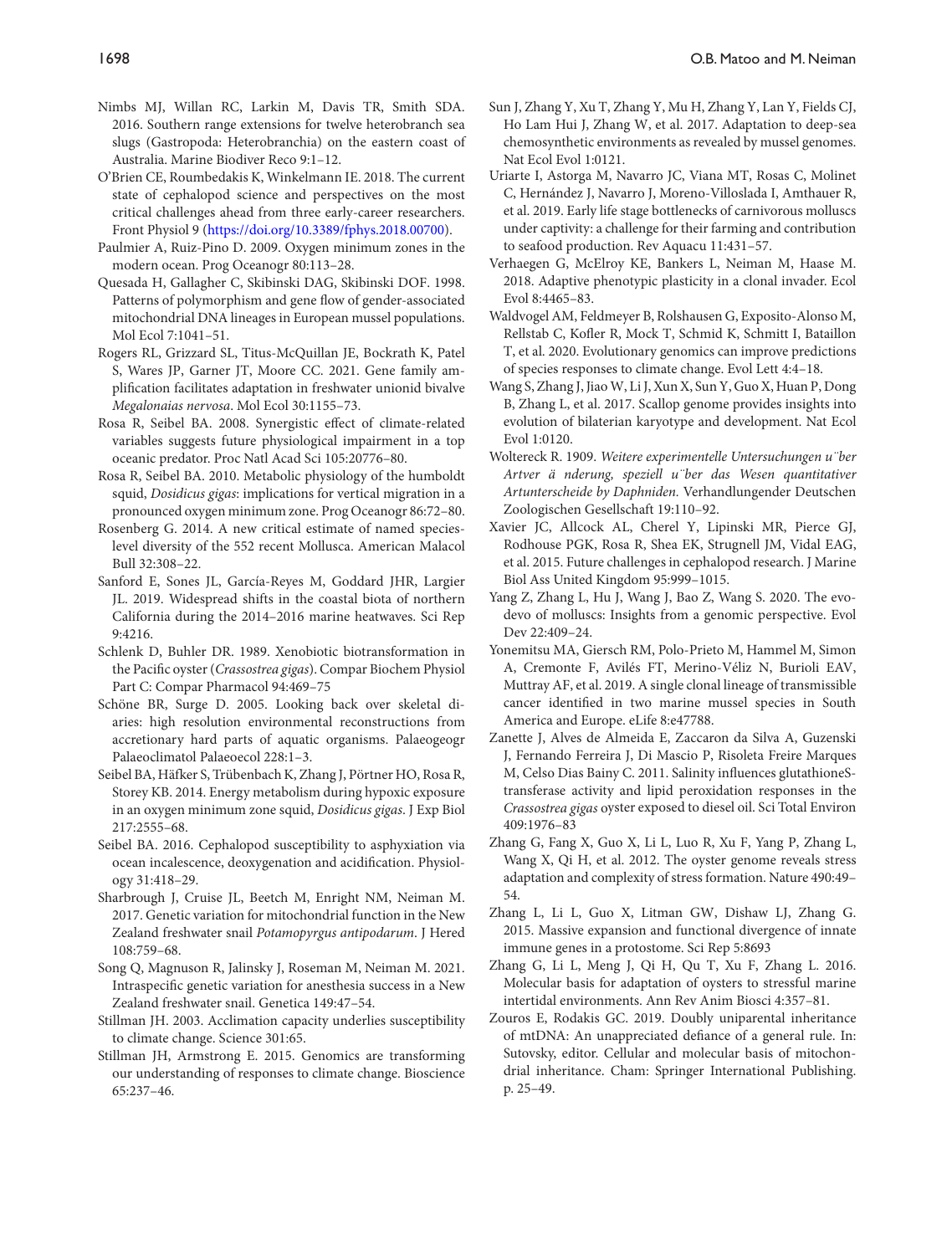Nimbs MJ, Willan RC, Larkin M, Davis TR, Smith SDA. 2016. Southern range extensions for twelve heterobranch sea slugs (Gastropoda: Heterobranchia) on the eastern coast of Australia. Marine Biodiver Reco 9:1–12.

O'Brien CE, Roumbedakis K, Winkelmann IE. 2018. The current state of cephalopod science and perspectives on the most critical challenges ahead from three early-career researchers. Front Physiol 9 (https://doi.org/10.3389/fphys.2018.00700).

Paulmier A, Ruiz-Pino D. 2009. Oxygen minimum zones in the modern ocean. Prog Oceanogr 80:113–28.

Quesada H, Gallagher C, Skibinski DAG, Skibinski DOF. 1998. Patterns of polymorphism and gene flow of gender-associated mitochondrial DNA lineages in European mussel populations. Mol Ecol 7:1041–51.

Rogers RL, Grizzard SL, Titus-McQuillan JE, Bockrath K, Patel S, Wares JP, Garner JT, Moore CC. 2021. Gene family amplification facilitates adaptation in freshwater unionid bivalve *Megalonaias nervosa*. Mol Ecol 30:1155–73.

Rosa R, Seibel BA. 2008. Synergistic effect of climate-related variables suggests future physiological impairment in a top oceanic predator. Proc Natl Acad Sci 105:20776–80.

Rosa R, Seibel BA. 2010. Metabolic physiology of the humboldt squid, *Dosidicus gigas*: implications for vertical migration in a pronounced oxygen minimum zone. Prog Oceanogr 86:72–80.

Rosenberg G. 2014. A new critical estimate of named species-level diversity of the 552 recent Mollusca. American Malacol Bull 32:308–22.

Sanford E, Sones JL, García-Reyes M, Goddard JHR, Largier JL. 2019. Widespread shifts in the coastal biota of northern California during the 2014–2016 marine heatwaves. Sci Rep 9:4216.

Schlenk D, Buhler DR. 1989. Xenobiotic biotransformation in the Pacific oyster (*Crassostrea gigas*). Compar Biochem Physiol Part C: Compar Pharmacol 94:469–75

Schöne BR, Surge D. 2005. Looking back over skeletal diaries: high resolution environmental reconstructions from accretionary hard parts of aquatic organisms. Palaeogeogr Palaeoclimatol Palaeoecol 228:1–3.

Seibel BA, Häfker S, Trübenbach K, Zhang J, Pörtner HO, Rosa R, Storey KB. 2014. Energy metabolism during hypoxic exposure in an oxygen minimum zone squid, *Dosidicus gigas*. J Exp Biol 217:2555–68.

Seibel BA. 2016. Cephalopod susceptibility to asphyxiation via ocean incalescence, deoxygenation and acidification. Physiology 31:418–29.

Sharbrough J, Cruise JL, Beetch M, Enright NM, Neiman M. 2017. Genetic variation for mitochondrial function in the New Zealand freshwater snail *Potamopyrgus antipodarum*. J Hered 108:759–68.

Song Q, Magnuson R, Jalinsky J, Roseman M, Neiman M. 2021. Intraspecific genetic variation for anesthesia success in a New Zealand freshwater snail. Genetica 149:47–54.

Stillman JH. 2003. Acclimation capacity underlies susceptibility to climate change. Science 301:65.

Stillman JH, Armstrong E. 2015. Genomics are transforming our understanding of responses to climate change. Bioscience 65:237–46.

Sun J, Zhang Y, Xu T, Zhang Y, Mu H, Zhang Y, Lan Y, Fields CJ, Ho Lam Hui J, Zhang W, et al. 2017. Adaptation to deep-sea chemosynthetic environments as revealed by mussel genomes. Nat Ecol Evol 1:0121.

Uriarte I, Astorga M, Navarro JC, Viana MT, Rosas C, Molinet C, Hernández J, Navarro J, Moreno-Villoslada I, Amthauer R, et al. 2019. Early life stage bottlenecks of carnivorous molluscs under captivity: a challenge for their farming and contribution to seafood production. Rev Aquacu 11:431–57.

Verhaegen G, McElroy KE, Bankers L, Neiman M, Haase M. 2018. Adaptive phenotypic plasticity in a clonal invader. Ecol Evol 8:4465–83.

Waldvogel AM, Feldmeyer B, Rolshausen G, Exposito-Alonso M, Rellstab C, Kofler R, Mock T, Schmid K, Schmitt I, Bataillon T, et al. 2020. Evolutionary genomics can improve predictions of species responses to climate change. Evol Lett 4:4–18.

Wang S, Zhang J, Jiao W, Li J, Xun X, Sun Y, Guo X, Huan P, Dong B, Zhang L, et al. 2017. Scallop genome provides insights into evolution of bilaterian karyotype and development. Nat Ecol Evol 1:0120.

Woltereck R. 1909. *Weitere experimentelle Untersuchungen u¨ber Artver ä nderung, speziell u¨ber das Wesen quantitativer Artunterscheide by Daphniden.* Verhandlungender Deutschen Zoologischen Gesellschaft 19:110–92.

Xavier JC, Allcock AL, Cherel Y, Lipinski MR, Pierce GJ, Rodhouse PGK, Rosa R, Shea EK, Strugnell JM, Vidal EAG, et al. 2015. Future challenges in cephalopod research. J Marine Biol Ass United Kingdom 95:999–1015.

Yang Z, Zhang L, Hu J, Wang J, Bao Z, Wang S. 2020. The evo-devo of molluscs: Insights from a genomic perspective. Evol Dev 22:409–24.

Yonemitsu MA, Giersch RM, Polo-Prieto M, Hammel M, Simon A, Cremonte F, Avilés FT, Merino-Véliz N, Burioli EAV, Muttray AF, et al. 2019. A single clonal lineage of transmissible cancer identified in two marine mussel species in South America and Europe. eLife 8:e47788.

Zanette J, Alves de Almeida E, Zaccaron da Silva A, Guzenski J, Fernando Ferreira J, Di Mascio P, Risoleta Freire Marques M, Celso Dias Bainy C. 2011. Salinity influences glutathioneS-transferase activity and lipid peroxidation responses in the *Crassostrea gigas* oyster exposed to diesel oil. Sci Total Environ 409:1976–83

Zhang G, Fang X, Guo X, Li L, Luo R, Xu F, Yang P, Zhang L, Wang X, Qi H, et al. 2012. The oyster genome reveals stress adaptation and complexity of stress formation. Nature 490:49–54.

Zhang L, Li L, Guo X, Litman GW, Dishaw LJ, Zhang G. 2015. Massive expansion and functional divergence of innate immune genes in a protostome. Sci Rep 5:8693

Zhang G, Li L, Meng J, Qi H, Qu T, Xu F, Zhang L. 2016. Molecular basis for adaptation of oysters to stressful marine intertidal environments. Ann Rev Anim Biosci 4:357–81.

Zouros E, Rodakis GC. 2019. Doubly uniparental inheritance of mtDNA: An unappreciated defiance of a general rule. In: Sutovsky, editor. Cellular and molecular basis of mitochondrial inheritance. Cham: Springer International Publishing. p. 25–49.